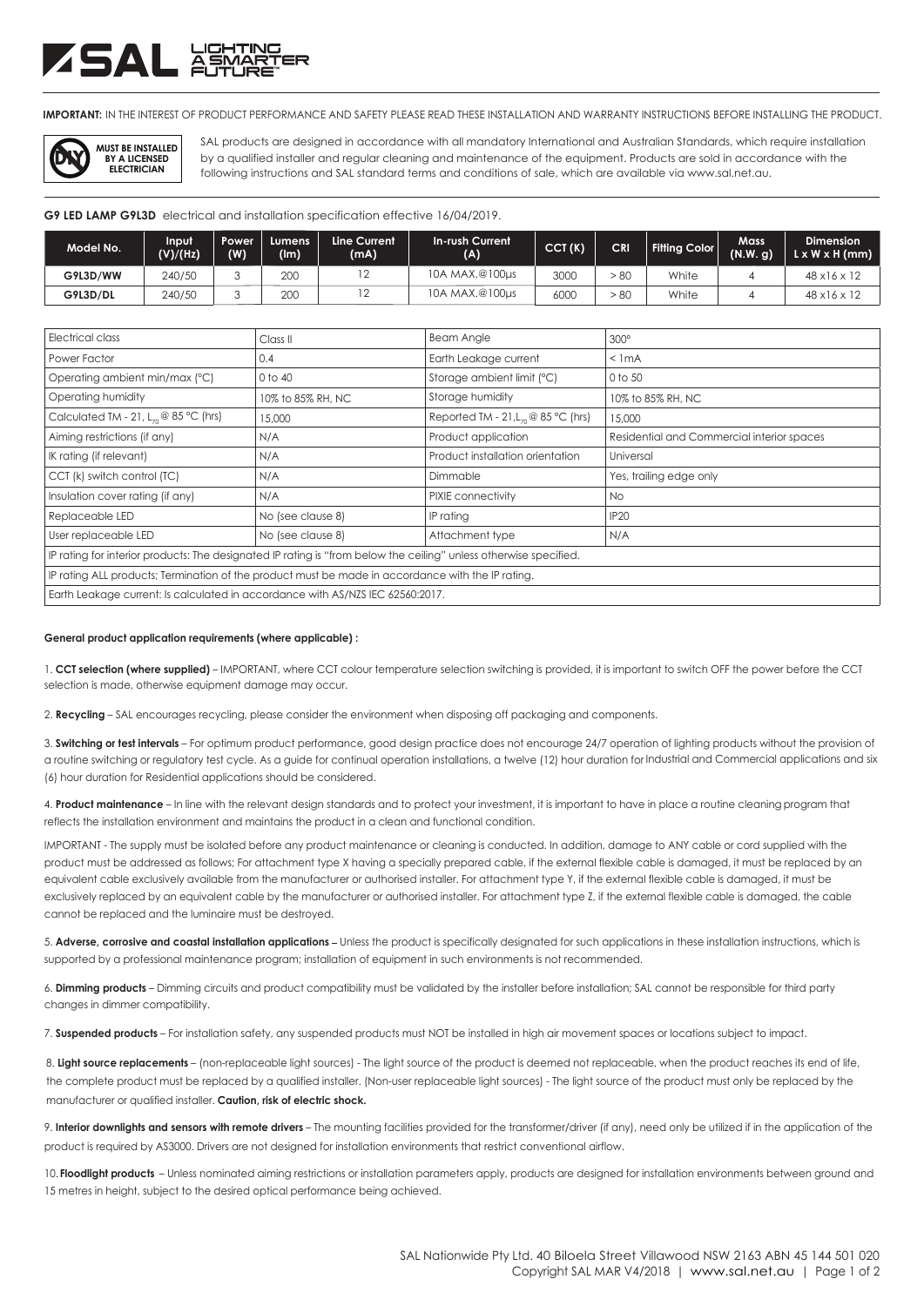**IMPORTANT:** IN THE INTEREST OF PRODUCT PERFORMANCE AND SAFETY PLEASE READ THESE INSTALLATION AND WARRANTY INSTRUCTIONS BEFORE INSTALLING THE PRODUCT.

**MUST BE INSTALLED BY A LICENSED ELECTRICIAN**

SAL products are designed in accordance with all mandatory International and Australian Standards, which require installation by a qualified installer and regular cleaning and maintenance of the equipment. Products are sold in accordance with the following instructions and SAL standard terms and conditions of sale, which are available via www.sal.net.au.

**G9 LED LAMP G9L3D** electrical and installation specification effective 16/04/2019.

| Model No. | Input (V)/(Hz) | Power (W) | Lumens (lm) | Line Current (mA) | In-rush Current (A) | CCT (K) | CRI | Fitting Color | Mass (N.W. g) | Dimension L x W x H (mm) |
|---|---|---|---|---|---|---|---|---|---|---|
| G9L3D/WW | 240/50 | 3 | 200 | 12 | 10A MAX.@100µs | 3000 | > 80 | White | 4 | 48 x16 x 12 |
| G9L3D/DL | 240/50 | 3 | 200 | 12 | 10A MAX.@100µs | 6000 | > 80 | White | 4 | 48 x16 x 12 |

| | | | |
|---|---|---|---|
| Electrical class | Class II | Beam Angle | 300° |
| Power Factor | 0.4 | Earth Leakage current | < 1mA |
| Operating ambient min/max (°C) | 0 to 40 | Storage ambient limit (°C) | 0 to 50 |
| Operating humidity | 10% to 85% RH, NC | Storage humidity | 10% to 85% RH, NC |
| Calculated TM - 21, $L_{70}$ @ 85 °C (hrs) | 15,000 | Reported TM - 21, $L_{70}$ @ 85 °C (hrs) | 15,000 |
| Aiming restrictions (if any) | N/A | Product application | Residential and Commercial interior spaces |
| IK rating (if relevant) | N/A | Product installation orientation | Universal |
| CCT (k) switch control (TC) | N/A | Dimmable | Yes, trailing edge only |
| Insulation cover rating (if any) | N/A | PIXIE connectivity | No |
| Replaceable LED | No (see clause 8) | IP rating | IP20 |
| User replaceable LED | No (see clause 8) | Attachment type | N/A |
| IP rating for interior products: The designated IP rating is "from below the ceiling" unless otherwise specified. | | | |
| IP rating ALL products; Termination of the product must be made in accordance with the IP rating. | | | |
| Earth Leakage current: Is calculated in accordance with AS/NZS IEC 62560:2017. | | | |

**General product application requirements (where applicable) :**

1. **CCT selection (where supplied)** – IMPORTANT, where CCT colour temperature selection switching is provided, it is important to switch OFF the power before the CCT selection is made, otherwise equipment damage may occur.

2. **Recycling** – SAL encourages recycling, please consider the environment when disposing off packaging and components.

3. **Switching or test intervals** – For optimum product performance, good design practice does not encourage 24/7 operation of lighting products without the provision of a routine switching or regulatory test cycle. As a guide for continual operation installations, a twelve (12) hour duration for Industrial and Commercial applications and six (6) hour duration for Residential applications should be considered.

4. **Product maintenance** – In line with the relevant design standards and to protect your investment, it is important to have in place a routine cleaning program that reflects the installation environment and maintains the product in a clean and functional condition.

IMPORTANT - The supply must be isolated before any product maintenance or cleaning is conducted. In addition, damage to ANY cable or cord supplied with the product must be addressed as follows; For attachment type X having a specially prepared cable, if the external flexible cable is damaged, it must be replaced by an equivalent cable exclusively available from the manufacturer or authorised installer. For attachment type Y, if the external flexible cable is damaged, it must be exclusively replaced by an equivalent cable by the manufacturer or authorised installer. For attachment type Z, if the external flexible cable is damaged, the cable cannot be replaced and the luminaire must be destroyed.

5. **Adverse, corrosive and coastal installation applications** – Unless the product is specifically designated for such applications in these installation instructions, which is supported by a professional maintenance program; installation of equipment in such environments is not recommended.

6. **Dimming products** – Dimming circuits and product compatibility must be validated by the installer before installation; SAL cannot be responsible for third party changes in dimmer compatibility.

7. **Suspended products** – For installation safety, any suspended products must NOT be installed in high air movement spaces or locations subject to impact.

8. **Light source replacements** – (non-replaceable light sources) - The light source of the product is deemed not replaceable, when the product reaches its end of life, the complete product must be replaced by a qualified installer. (Non-user replaceable light sources) - The light source of the product must only be replaced by the manufacturer or qualified installer. **Caution, risk of electric shock.**

9. **Interior downlights and sensors with remote drivers** – The mounting facilities provided for the transformer/driver (if any), need only be utilized if in the application of the product is required by AS3000. Drivers are not designed for installation environments that restrict conventional airflow.

10. **Floodlight products** – Unless nominated aiming restrictions or installation parameters apply, products are designed for installation environments between ground and 15 metres in height, subject to the desired optical performance being achieved.

SAL Nationwide Pty Ltd. 40 Biloela Street Villawood NSW 2163 ABN 45 144 501 020
Copyright SAL MAR V4/2018 | www.sal.net.au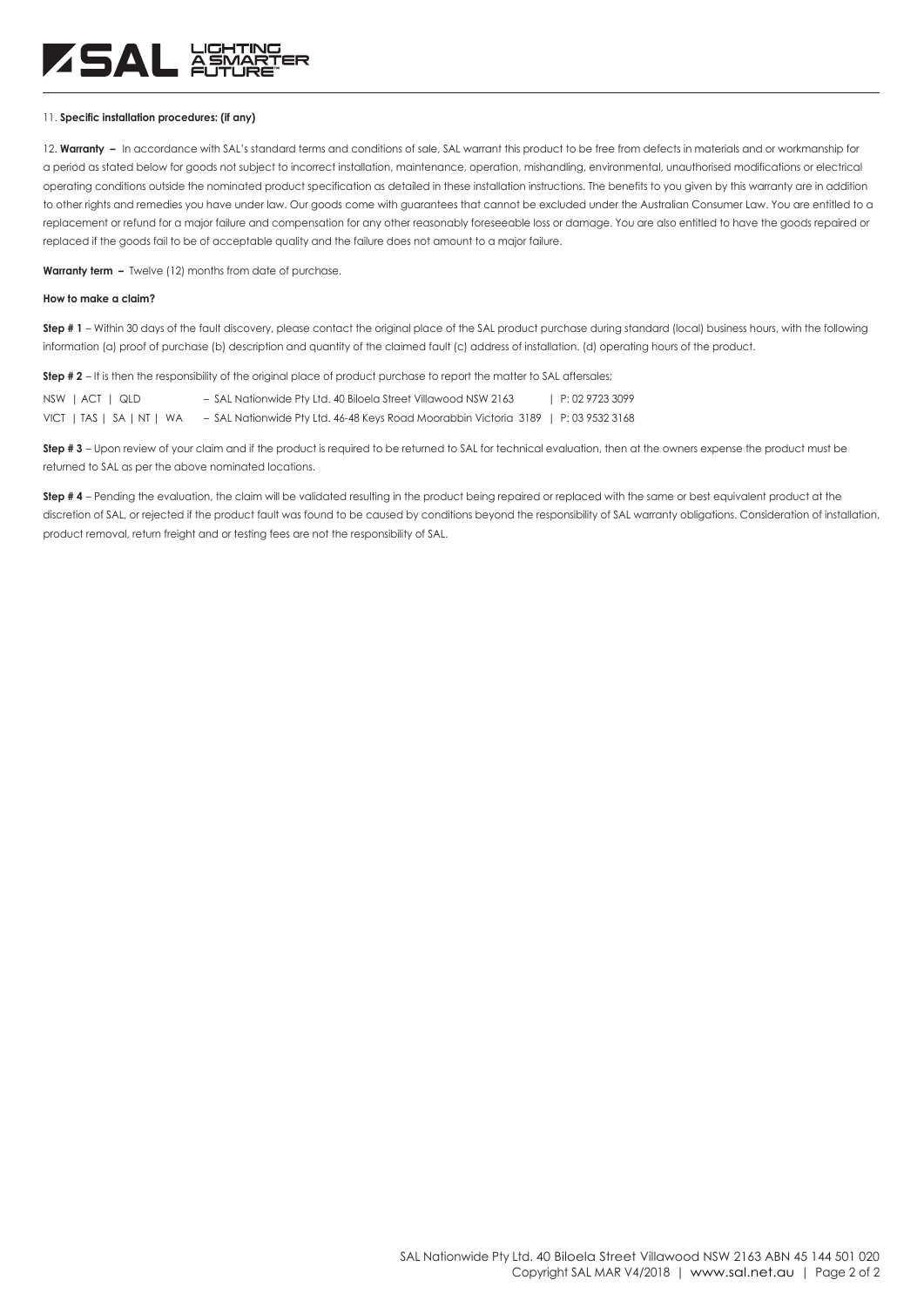11. **Specific installation procedures: (if any)**

12. **Warranty –** In accordance with SAL's standard terms and conditions of sale, SAL warrant this product to be free from defects in materials and or workmanship for a period as stated below for goods not subject to incorrect installation, maintenance, operation, mishandling, environmental, unauthorised modifications or electrical operating conditions outside the nominated product specification as detailed in these installation instructions. The benefits to you given by this warranty are in addition to other rights and remedies you have under law. Our goods come with guarantees that cannot be excluded under the Australian Consumer Law. You are entitled to a replacement or refund for a major failure and compensation for any other reasonably foreseeable loss or damage. You are also entitled to have the goods repaired or replaced if the goods fail to be of acceptable quality and the failure does not amount to a major failure.

**Warranty term –** Twelve (12) months from date of purchase.

**How to make a claim?**

**Step # 1** – Within 30 days of the fault discovery, please contact the original place of the SAL product purchase during standard (local) business hours, with the following information (a) proof of purchase (b) description and quantity of the claimed fault (c) address of installation. (d) operating hours of the product.

**Step # 2** – It is then the responsibility of the original place of product purchase to report the matter to SAL aftersales;

NSW | ACT | QLD – SAL Nationwide Pty Ltd. 40 Biloela Street Villawood NSW 2163 | P: 02 9723 3099

VICT | TAS | SA | NT | WA – SAL Nationwide Pty Ltd. 46-48 Keys Road Moorabbin Victoria 3189 | P: 03 9532 3168

**Step # 3** – Upon review of your claim and if the product is required to be returned to SAL for technical evaluation, then at the owners expense the product must be returned to SAL as per the above nominated locations.

**Step # 4** – Pending the evaluation, the claim will be validated resulting in the product being repaired or replaced with the same or best equivalent product at the discretion of SAL, or rejected if the product fault was found to be caused by conditions beyond the responsibility of SAL warranty obligations. Consideration of installation, product removal, return freight and or testing fees are not the responsibility of SAL.